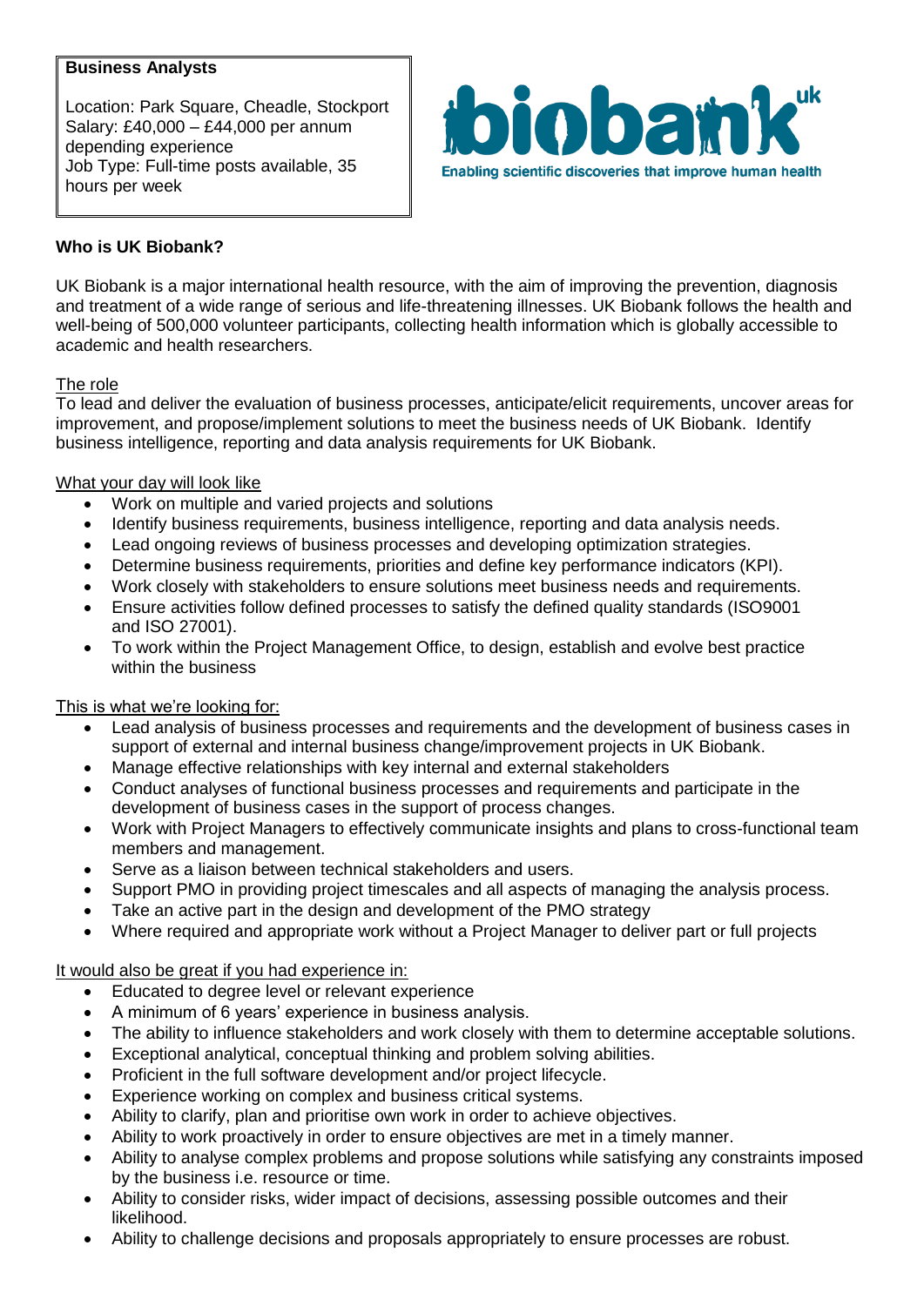**Business Analysts**

Location: Park Square, Cheadle, Stockport
Salary: £40,000 – £44,000 per annum depending experience
Job Type: Full-time posts available, 35 hours per week

biobank uk
Enabling scientific discoveries that improve human health

**Who is UK Biobank?**

UK Biobank is a major international health resource, with the aim of improving the prevention, diagnosis and treatment of a wide range of serious and life-threatening illnesses. UK Biobank follows the health and well-being of 500,000 volunteer participants, collecting health information which is globally accessible to academic and health researchers.

The role

To lead and deliver the evaluation of business processes, anticipate/elicit requirements, uncover areas for improvement, and propose/implement solutions to meet the business needs of UK Biobank. Identify business intelligence, reporting and data analysis requirements for UK Biobank.

What your day will look like

- Work on multiple and varied projects and solutions
- Identify business requirements, business intelligence, reporting and data analysis needs.
- Lead ongoing reviews of business processes and developing optimization strategies.
- Determine business requirements, priorities and define key performance indicators (KPI).
- Work closely with stakeholders to ensure solutions meet business needs and requirements.
- Ensure activities follow defined processes to satisfy the defined quality standards (ISO9001 and ISO 27001).
- To work within the Project Management Office, to design, establish and evolve best practice within the business

This is what we're looking for:

- Lead analysis of business processes and requirements and the development of business cases in support of external and internal business change/improvement projects in UK Biobank.
- Manage effective relationships with key internal and external stakeholders
- Conduct analyses of functional business processes and requirements and participate in the development of business cases in the support of process changes.
- Work with Project Managers to effectively communicate insights and plans to cross-functional team members and management.
- Serve as a liaison between technical stakeholders and users.
- Support PMO in providing project timescales and all aspects of managing the analysis process.
- Take an active part in the design and development of the PMO strategy
- Where required and appropriate work without a Project Manager to deliver part or full projects

It would also be great if you had experience in:

- Educated to degree level or relevant experience
- A minimum of 6 years' experience in business analysis.
- The ability to influence stakeholders and work closely with them to determine acceptable solutions.
- Exceptional analytical, conceptual thinking and problem solving abilities.
- Proficient in the full software development and/or project lifecycle.
- Experience working on complex and business critical systems.
- Ability to clarify, plan and prioritise own work in order to achieve objectives.
- Ability to work proactively in order to ensure objectives are met in a timely manner.
- Ability to analyse complex problems and propose solutions while satisfying any constraints imposed by the business i.e. resource or time.
- Ability to consider risks, wider impact of decisions, assessing possible outcomes and their likelihood.
- Ability to challenge decisions and proposals appropriately to ensure processes are robust.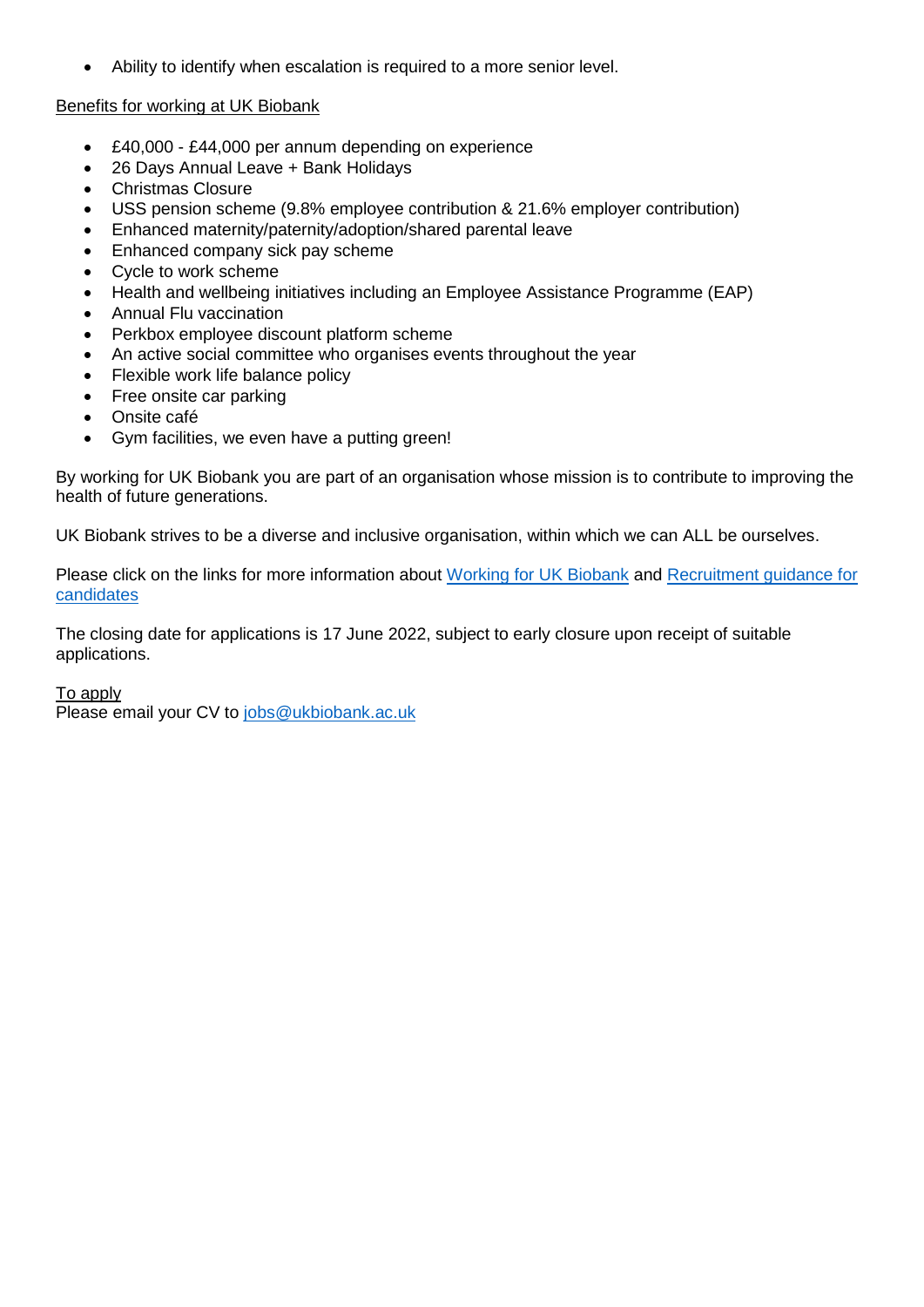- Ability to identify when escalation is required to a more senior level.

Benefits for working at UK Biobank

- £40,000 - £44,000 per annum depending on experience
- 26 Days Annual Leave + Bank Holidays
- Christmas Closure
- USS pension scheme (9.8% employee contribution & 21.6% employer contribution)
- Enhanced maternity/paternity/adoption/shared parental leave
- Enhanced company sick pay scheme
- Cycle to work scheme
- Health and wellbeing initiatives including an Employee Assistance Programme (EAP)
- Annual Flu vaccination
- Perkbox employee discount platform scheme
- An active social committee who organises events throughout the year
- Flexible work life balance policy
- Free onsite car parking
- Onsite café
- Gym facilities, we even have a putting green!

By working for UK Biobank you are part of an organisation whose mission is to contribute to improving the health of future generations.

UK Biobank strives to be a diverse and inclusive organisation, within which we can ALL be ourselves.

Please click on the links for more information about [Working for UK Biobank]() and [Recruitment guidance for candidates]()

The closing date for applications is 17 June 2022, subject to early closure upon receipt of suitable applications.

To apply
Please email your CV to [jobs@ukbiobank.ac.uk](mailto:jobs@ukbiobank.ac.uk)